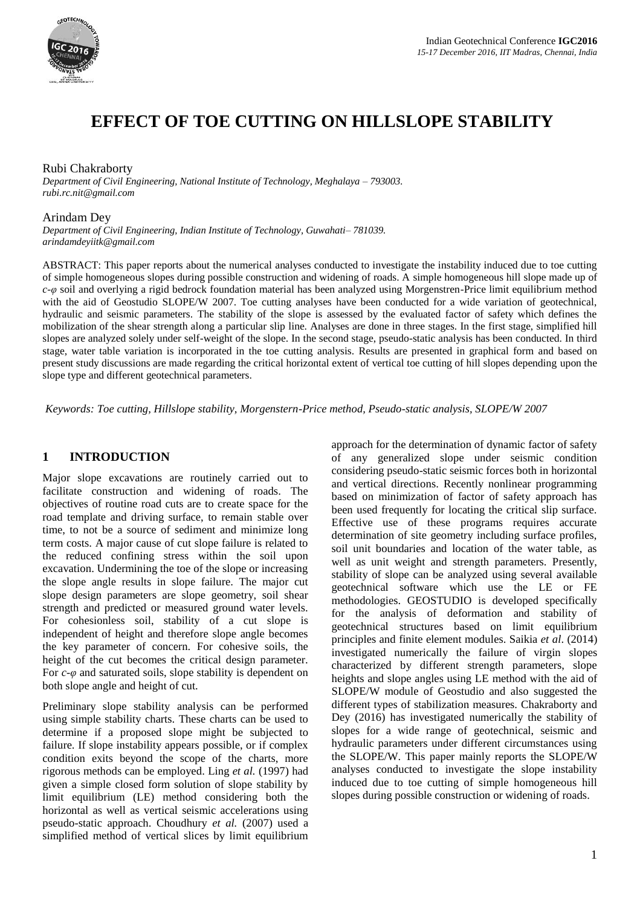# EFFECT OF TOE CUTTING ON HILLSLOPE STABILITY

Rubi Chakraborty

*Department of Civil Engineering, National Institute of Technology, Meghalaya – 793003.*
*rubi.rc.nit@gmail.com*

Arindam Dey

*Department of Civil Engineering, Indian Institute of Technology, Guwahati– 781039.*
*arindamdeyiitk@gmail.com*

ABSTRACT: This paper reports about the numerical analyses conducted to investigate the instability induced due to toe cutting of simple homogeneous slopes during possible construction and widening of roads. A simple homogeneous hill slope made up of *c-φ* soil and overlying a rigid bedrock foundation material has been analyzed using Morgenstren-Price limit equilibrium method with the aid of Geostudio SLOPE/W 2007. Toe cutting analyses have been conducted for a wide variation of geotechnical, hydraulic and seismic parameters. The stability of the slope is assessed by the evaluated factor of safety which defines the mobilization of the shear strength along a particular slip line. Analyses are done in three stages. In the first stage, simplified hill slopes are analyzed solely under self-weight of the slope. In the second stage, pseudo-static analysis has been conducted. In third stage, water table variation is incorporated in the toe cutting analysis. Results are presented in graphical form and based on present study discussions are made regarding the critical horizontal extent of vertical toe cutting of hill slopes depending upon the slope type and different geotechnical parameters.

*Keywords: Toe cutting, Hillslope stability, Morgenstern-Price method, Pseudo-static analysis, SLOPE/W 2007*

## 1 INTRODUCTION

Major slope excavations are routinely carried out to facilitate construction and widening of roads. The objectives of routine road cuts are to create space for the road template and driving surface, to remain stable over time, to not be a source of sediment and minimize long term costs. A major cause of cut slope failure is related to the reduced confining stress within the soil upon excavation. Undermining the toe of the slope or increasing the slope angle results in slope failure. The major cut slope design parameters are slope geometry, soil shear strength and predicted or measured ground water levels. For cohesionless soil, stability of a cut slope is independent of height and therefore slope angle becomes the key parameter of concern. For cohesive soils, the height of the cut becomes the critical design parameter. For *c-φ* and saturated soils, slope stability is dependent on both slope angle and height of cut.

Preliminary slope stability analysis can be performed using simple stability charts. These charts can be used to determine if a proposed slope might be subjected to failure. If slope instability appears possible, or if complex condition exits beyond the scope of the charts, more rigorous methods can be employed. Ling *et al.* (1997) had given a simple closed form solution of slope stability by limit equilibrium (LE) method considering both the horizontal as well as vertical seismic accelerations using pseudo-static approach. Choudhury *et al.* (2007) used a simplified method of vertical slices by limit equilibrium approach for the determination of dynamic factor of safety of any generalized slope under seismic condition considering pseudo-static seismic forces both in horizontal and vertical directions. Recently nonlinear programming based on minimization of factor of safety approach has been used frequently for locating the critical slip surface. Effective use of these programs requires accurate determination of site geometry including surface profiles, soil unit boundaries and location of the water table, as well as unit weight and strength parameters. Presently, stability of slope can be analyzed using several available geotechnical software which use the LE or FE methodologies. GEOSTUDIO is developed specifically for the analysis of deformation and stability of geotechnical structures based on limit equilibrium principles and finite element modules. Saikia *et al*. (2014) investigated numerically the failure of virgin slopes characterized by different strength parameters, slope heights and slope angles using LE method with the aid of SLOPE/W module of Geostudio and also suggested the different types of stabilization measures. Chakraborty and Dey (2016) has investigated numerically the stability of slopes for a wide range of geotechnical, seismic and hydraulic parameters under different circumstances using the SLOPE/W. This paper mainly reports the SLOPE/W analyses conducted to investigate the slope instability induced due to toe cutting of simple homogeneous hill slopes during possible construction or widening of roads.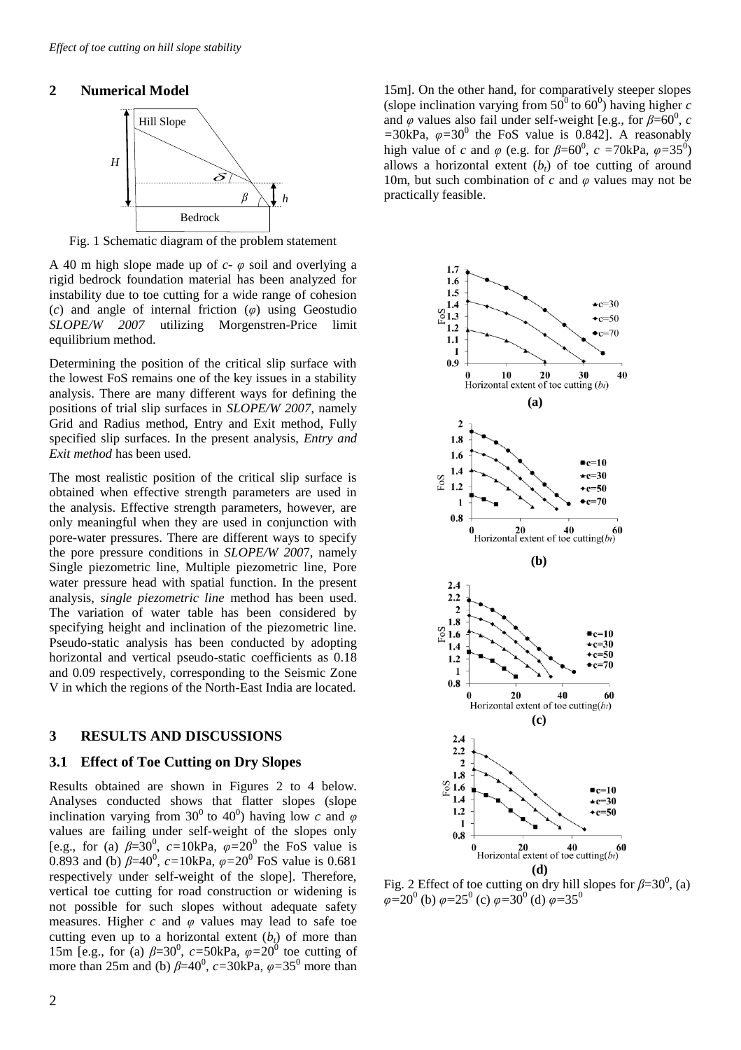## 2 Numerical Model

Fig. 1 Schematic diagram of the problem statement

A 40 m high slope made up of *c*- *φ* soil and overlying a rigid bedrock foundation material has been analyzed for instability due to toe cutting for a wide range of cohesion (*c*) and angle of internal friction (*φ*) using Geostudio *SLOPE/W 2007* utilizing Morgenstren-Price limit equilibrium method.

Determining the position of the critical slip surface with the lowest FoS remains one of the key issues in a stability analysis. There are many different ways for defining the positions of trial slip surfaces in *SLOPE/W 2007*, namely Grid and Radius method, Entry and Exit method, Fully specified slip surfaces. In the present analysis, *Entry and Exit method* has been used.

The most realistic position of the critical slip surface is obtained when effective strength parameters are used in the analysis. Effective strength parameters, however, are only meaningful when they are used in conjunction with pore-water pressures. There are different ways to specify the pore pressure conditions in *SLOPE/W 2007*, namely Single piezometric line, Multiple piezometric line, Pore water pressure head with spatial function. In the present analysis, *single piezometric line* method has been used. The variation of water table has been considered by specifying height and inclination of the piezometric line. Pseudo-static analysis has been conducted by adopting horizontal and vertical pseudo-static coefficients as 0.18 and 0.09 respectively, corresponding to the Seismic Zone V in which the regions of the North-East India are located.

## 3 RESULTS AND DISCUSSIONS

### 3.1 Effect of Toe Cutting on Dry Slopes

Results obtained are shown in Figures 2 to 4 below. Analyses conducted shows that flatter slopes (slope inclination varying from $30^0$ to $40^0$) having low *c* and *φ* values are failing under self-weight of the slopes only [e.g., for (a) $\beta$=$30^0$, *c*=10kPa, $\varphi$=$20^0$ the FoS value is 0.893 and (b) $\beta$=$40^0$, *c*=10kPa, $\varphi$=$20^0$ FoS value is 0.681 respectively under self-weight of the slope]. Therefore, vertical toe cutting for road construction or widening is not possible for such slopes without adequate safety measures. Higher *c* and *φ* values may lead to safe toe cutting even up to a horizontal extent ($b_t$) of more than 15m [e.g., for (a) $\beta$=$30^0$, *c*=50kPa, $\varphi$=$20^0$ toe cutting of more than 25m and (b) $\beta$=$40^0$, *c*=30kPa, $\varphi$=$35^0$ more than 15m]. On the other hand, for comparatively steeper slopes (slope inclination varying from $50^0$ to $60^0$) having higher *c* and *φ* values also fail under self-weight [e.g., for $\beta$=$60^0$, *c* =30kPa, $\varphi$=$30^0$ the FoS value is 0.842]. A reasonably high value of *c* and *φ* (e.g. for $\beta$=$60^0$, *c* =70kPa, $\varphi$=$35^0$) allows a horizontal extent ($b_t$) of toe cutting of around 10m, but such combination of *c* and *φ* values may not be practically feasible.

Fig. 2 Effect of toe cutting on dry hill slopes for $\beta$=$30^0$, (a) $\varphi$=$20^0$ (b) $\varphi$=$25^0$ (c) $\varphi$=$30^0$ (d) $\varphi$=$35^0$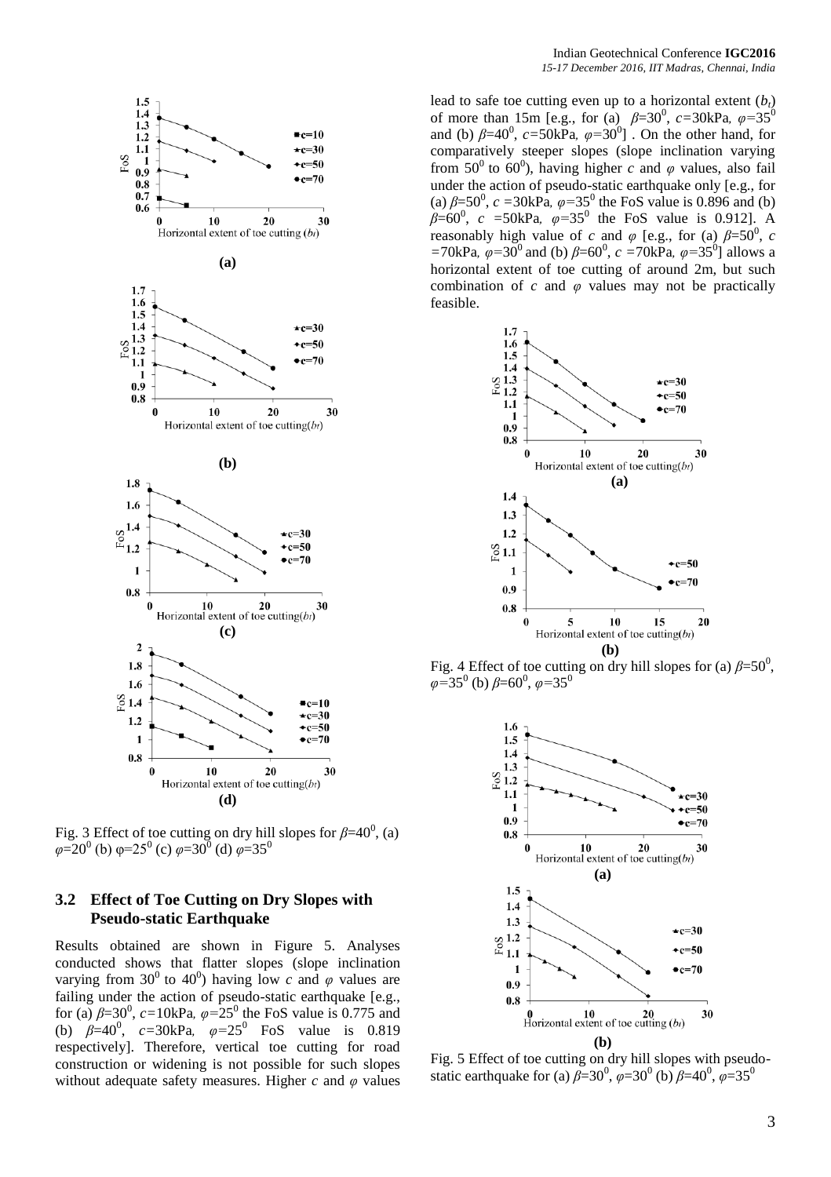Fig. 3 Effect of toe cutting on dry hill slopes for $\beta$=40$^0$, (a) $\varphi$=20$^0$ (b) φ=25$^0$ (c) $\varphi$=30$^0$ (d) $\varphi$=35$^0$

## 3.2 Effect of Toe Cutting on Dry Slopes with Pseudo-static Earthquake

Results obtained are shown in Figure 5. Analyses conducted shows that flatter slopes (slope inclination varying from 30$^0$ to 40$^0$) having low $c$ and $\varphi$ values are failing under the action of pseudo-static earthquake [e.g., for (a) $\beta$=30$^0$, $c$=10kPa, $\varphi$=25$^0$ the FoS value is 0.775 and (b) $\beta$=40$^0$, $c$=30kPa, $\varphi$=25$^0$ FoS value is 0.819 respectively]. Therefore, vertical toe cutting for road construction or widening is not possible for such slopes without adequate safety measures. Higher $c$ and $\varphi$ values lead to safe toe cutting even up to a horizontal extent ($b_t$) of more than 15m [e.g., for (a) $\beta$=30$^0$, $c$=30kPa, $\varphi$=35$^0$ and (b) $\beta$=40$^0$, $c$=50kPa, $\varphi$=30$^0$] . On the other hand, for comparatively steeper slopes (slope inclination varying from 50$^0$ to 60$^0$), having higher $c$ and $\varphi$ values, also fail under the action of pseudo-static earthquake only [e.g., for (a) $\beta$=50$^0$, $c$ =30kPa, $\varphi$=35$^0$ the FoS value is 0.896 and (b) $\beta$=60$^0$, $c$ =50kPa, $\varphi$=35$^0$ the FoS value is 0.912]. A reasonably high value of $c$ and $\varphi$ [e.g., for (a) $\beta$=50$^0$, $c$ =70kPa, $\varphi$=30$^0$ and (b) $\beta$=60$^0$, $c$ =70kPa, $\varphi$=35$^0$] allows a horizontal extent of toe cutting of around 2m, but such combination of $c$ and $\varphi$ values may not be practically feasible.

Fig. 4 Effect of toe cutting on dry hill slopes for (a) $\beta$=50$^0$, $\varphi$=35$^0$ (b) $\beta$=60$^0$, $\varphi$=35$^0$

Fig. 5 Effect of toe cutting on dry hill slopes with pseudo-static earthquake for (a) $\beta$=30$^0$, $\varphi$=30$^0$ (b) $\beta$=40$^0$, $\varphi$=35$^0$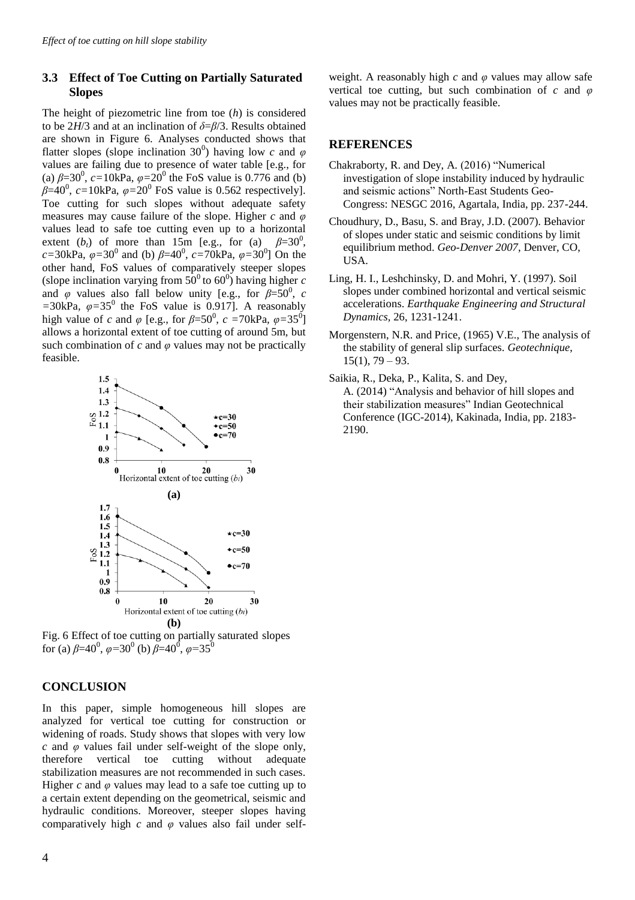### 3.3 Effect of Toe Cutting on Partially Saturated Slopes

The height of piezometric line from toe ($h$) is considered to be $2H/3$ and at an inclination of $\delta=\beta/3$. Results obtained are shown in Figure 6. Analyses conducted shows that flatter slopes (slope inclination $30^0$) having low $c$ and $\varphi$ values are failing due to presence of water table [e.g., for (a) $\beta=30^0$, $c=10$kPa, $\varphi=20^0$ the FoS value is 0.776 and (b) $\beta=40^0$, $c=10$kPa, $\varphi=20^0$ FoS value is 0.562 respectively]. Toe cutting for such slopes without adequate safety measures may cause failure of the slope. Higher $c$ and $\varphi$ values lead to safe toe cutting even up to a horizontal extent ($b_t$) of more than 15m [e.g., for (a) $\beta=30^0$, $c=30$kPa, $\varphi=30^0$ and (b) $\beta=40^0$, $c=70$kPa, $\varphi=30^0$] On the other hand, FoS values of comparatively steeper slopes (slope inclination varying from $50^0$ to $60^0$) having higher $c$ and $\varphi$ values also fall below unity [e.g., for $\beta=50^0$, $c=30$kPa, $\varphi=35^0$ the FoS value is 0.917]. A reasonably high value of $c$ and $\varphi$ [e.g., for $\beta=50^0$, $c=70$kPa, $\varphi=35^0$] allows a horizontal extent of toe cutting of around 5m, but such combination of $c$ and $\varphi$ values may not be practically feasible.

1.5
1.4
1.3
1.2
1.1
1
0.9
0.8
FoS
c=30
c=50
c=70
0 10 20 30
Horizontal extent of toe cutting ($b_t$)
(a)

1.7
1.6
1.5
1.4
1.3
1.2
1.1
1
0.9
0.8
FoS
c=30
c=50
c=70
0 10 20 30
Horizontal extent of toe cutting ($b_t$)
(b)

Fig. 6 Effect of toe cutting on partially saturated slopes for (a) $\beta=40^0$, $\varphi=30^0$ (b) $\beta=40^0$, $\varphi=35^0$

## CONCLUSION

In this paper, simple homogeneous hill slopes are analyzed for vertical toe cutting for construction or widening of roads. Study shows that slopes with very low $c$ and $\varphi$ values fail under self-weight of the slope only, therefore vertical toe cutting without adequate stabilization measures are not recommended in such cases. Higher $c$ and $\varphi$ values may lead to a safe toe cutting up to a certain extent depending on the geometrical, seismic and hydraulic conditions. Moreover, steeper slopes having comparatively high $c$ and $\varphi$ values also fail under self-weight. A reasonably high $c$ and $\varphi$ values may allow safe vertical toe cutting, but such combination of $c$ and $\varphi$ values may not be practically feasible.

## REFERENCES

Chakraborty, R. and Dey, A. (2016) "Numerical investigation of slope instability induced by hydraulic and seismic actions" North-East Students Geo-Congress: NESGC 2016, Agartala, India, pp. 237-244.

Choudhury, D., Basu, S. and Bray, J.D. (2007). Behavior of slopes under static and seismic conditions by limit equilibrium method. *Geo-Denver 2007*, Denver, CO, USA.

Ling, H. I., Leshchinsky, D. and Mohri, Y. (1997). Soil slopes under combined horizontal and vertical seismic accelerations. *Earthquake Engineering and Structural Dynamics*, 26, 1231-1241.

Morgenstern, N.R. and Price, (1965) V.E., The analysis of the stability of general slip surfaces. *Geotechnique*, 15(1), 79 – 93.

Saikia, R., Deka, P., Kalita, S. and Dey, A. (2014) "Analysis and behavior of hill slopes and their stabilization measures" Indian Geotechnical Conference (IGC-2014), Kakinada, India, pp. 2183-2190.